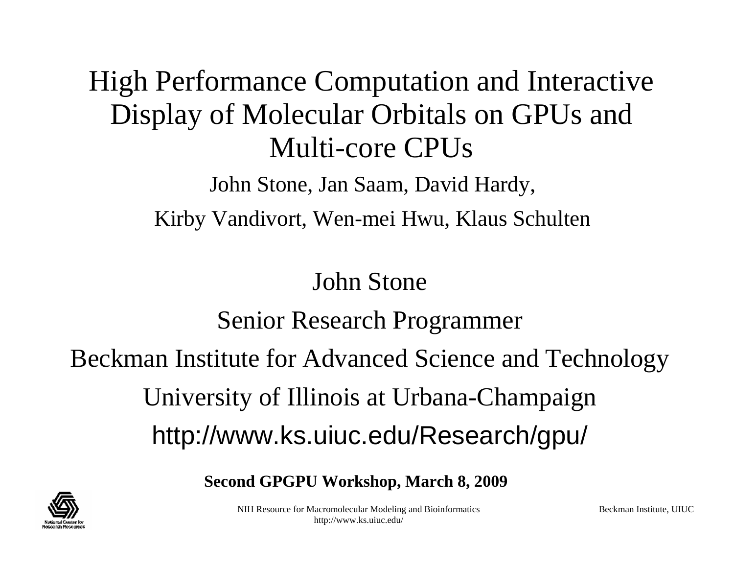# High Performance Computation and Interactive Display of Molecular Orbitals on GPUs and Multi-core CPUs

John Stone, Jan Saam, David Hardy,

Kirby Vandivort, Wen-mei Hwu, Klaus Schulten

John Stone

Senior Research Programmer

Beckman Institute for Advanced Science and Technology

University of Illinois at Urbana-Champaign

http://www.ks.uiuc.edu/Research/gpu/

**Second GPGPU Workshop, March 8, 2009**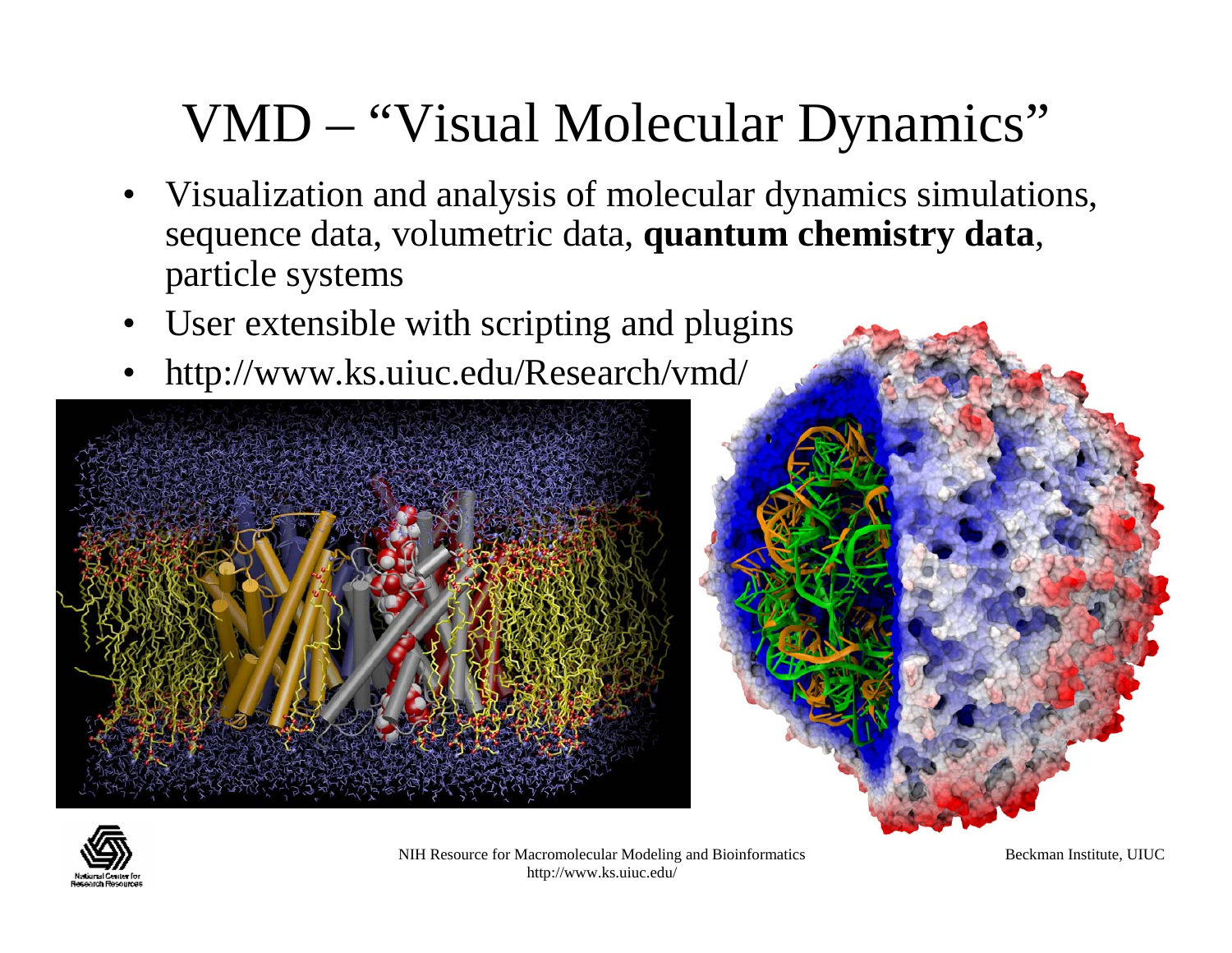# VMD – "Visual Molecular Dynamics"

- Visualization and analysis of molecular dynamics simulations, sequence data, volumetric data, **quantum chemistry data**, particle systems
- User extensible with scripting and plugins
- http://www.ks.uiuc.edu/Research/vmd/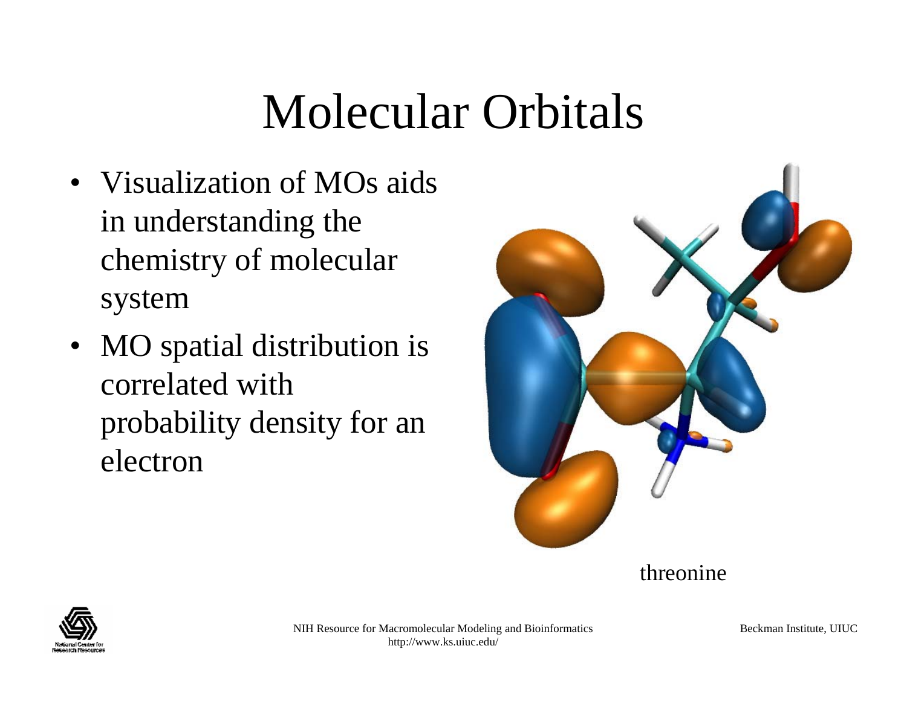# Molecular Orbitals

- Visualization of MOs aids in understanding the chemistry of molecular system
- MO spatial distribution is correlated with probability density for an electron

threonine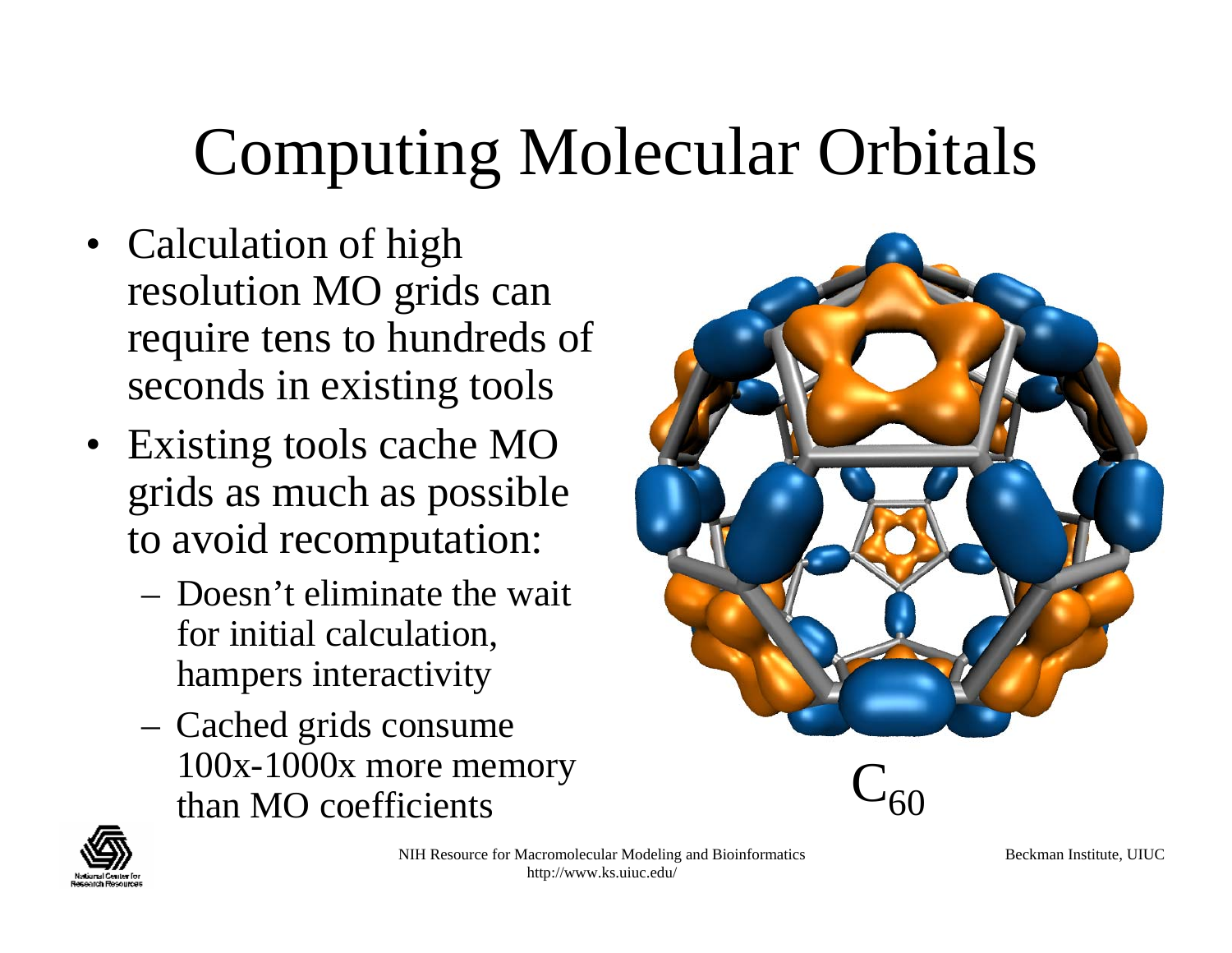# Computing Molecular Orbitals

- Calculation of high resolution MO grids can require tens to hundreds of seconds in existing tools
- Existing tools cache MO grids as much as possible to avoid recomputation:
  - Doesn't eliminate the wait for initial calculation, hampers interactivity
  - Cached grids consume 100x-1000x more memory than MO coefficients

$C_{60}$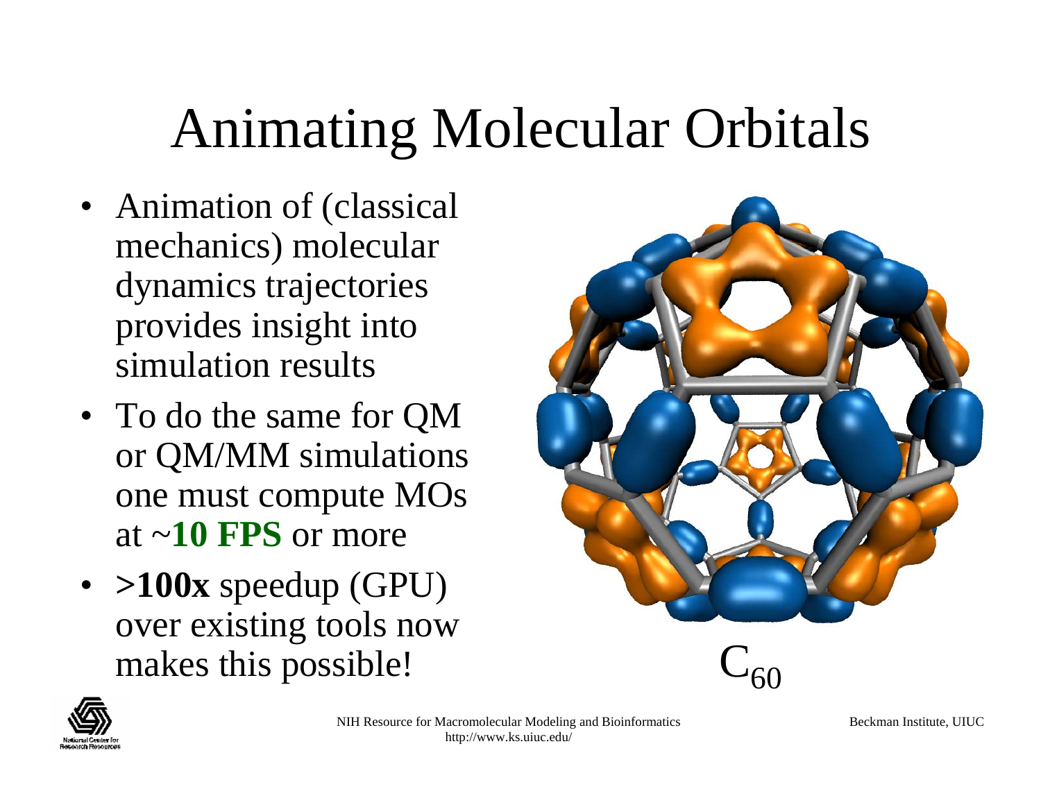# Animating Molecular Orbitals

- Animation of (classical mechanics) molecular dynamics trajectories provides insight into simulation results
- To do the same for QM or QM/MM simulations one must compute MOs at ~**10 FPS** or more
- **>100x** speedup (GPU) over existing tools now makes this possible!

$C_{60}$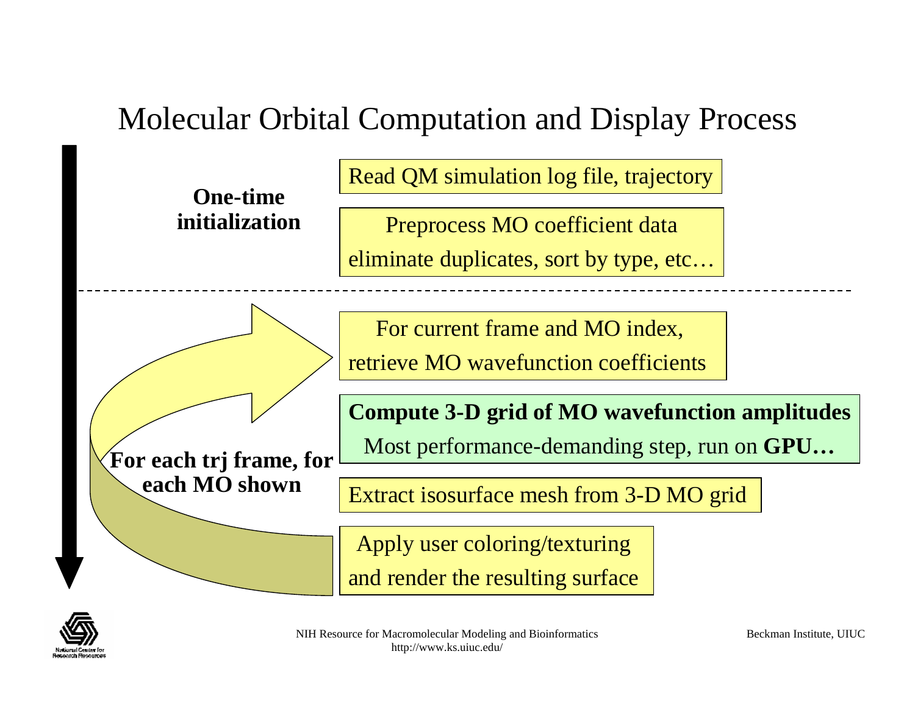# Molecular Orbital Computation and Display Process

**One-time initialization**

- Read QM simulation log file, trajectory
- Preprocess MO coefficient data
  eliminate duplicates, sort by type, etc…

---

**For each trj frame, for each MO shown**

- For current frame and MO index,
  retrieve MO wavefunction coefficients
- **Compute 3-D grid of MO wavefunction amplitudes**
  Most performance-demanding step, run on **GPU…**
- Extract isosurface mesh from 3-D MO grid
- Apply user coloring/texturing
  and render the resulting surface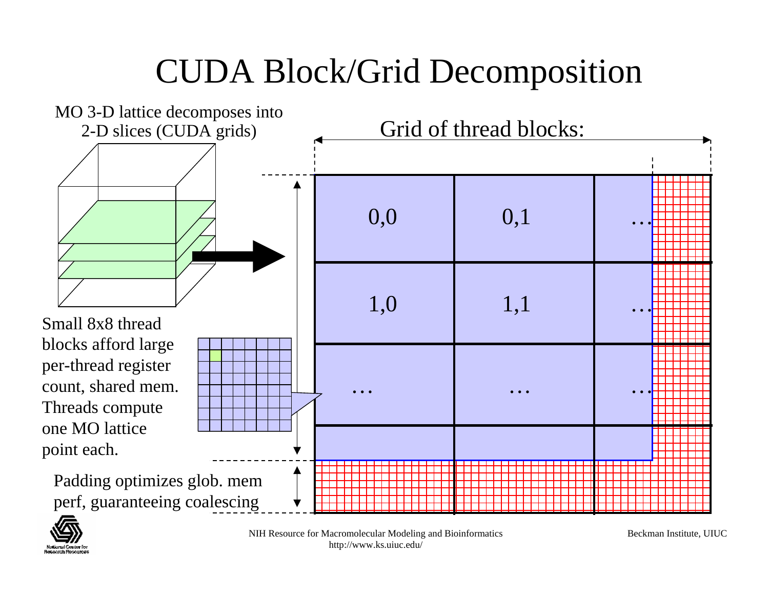# CUDA Block/Grid Decomposition

MO 3-D lattice decomposes into 2-D slices (CUDA grids)

Grid of thread blocks:

| 0,0 | 0,1 | … |
|---|---|---|
| 1,0 | 1,1 | … |
| … | … | … |

Small 8x8 thread blocks afford large per-thread register count, shared mem. Threads compute one MO lattice point each.

Padding optimizes glob. mem perf, guaranteeing coalescing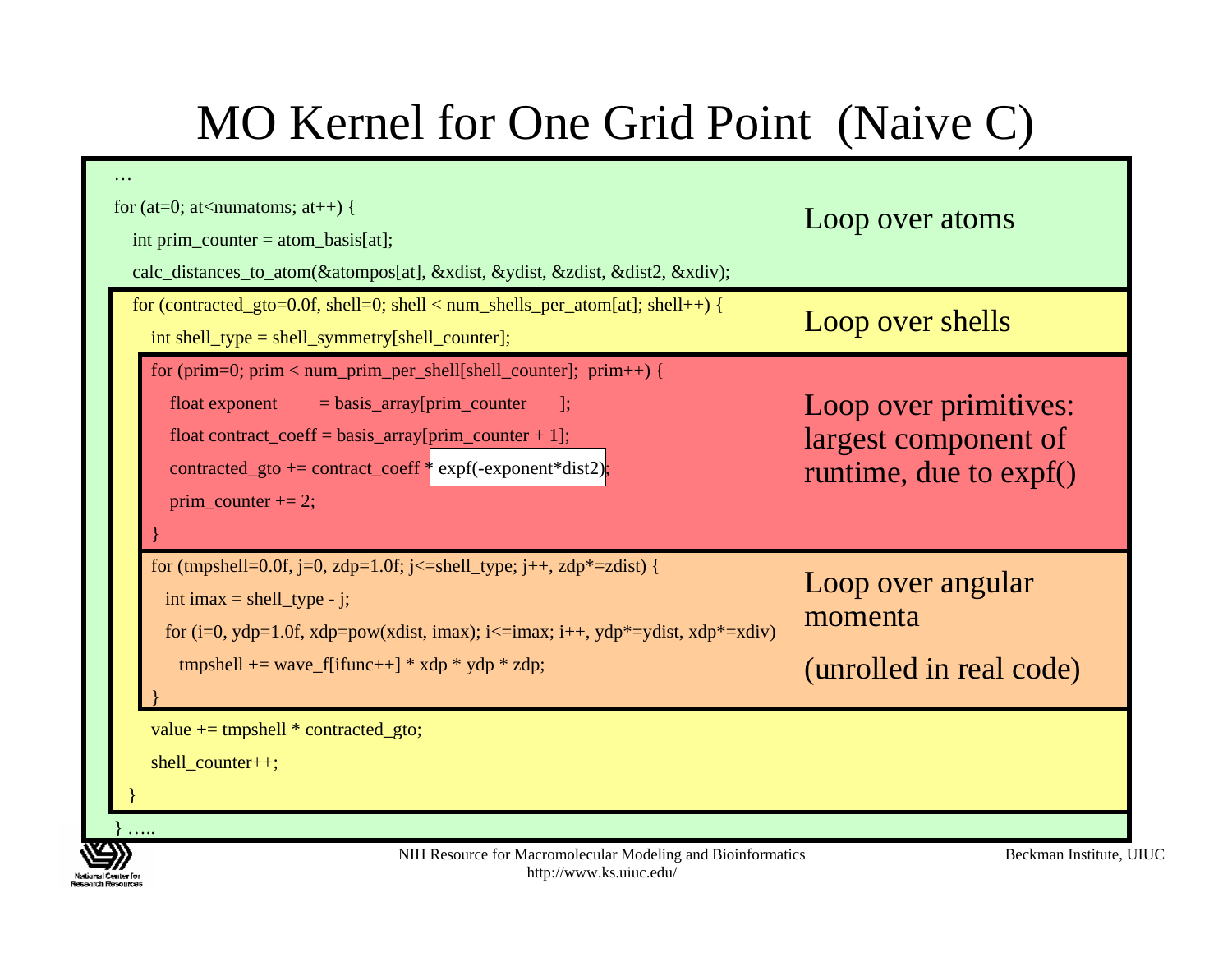# MO Kernel for One Grid Point (Naive C)

```c
…
for (at=0; at<numatoms; at++) {
  int prim_counter = atom_basis[at];
  calc_distances_to_atom(&atompos[at], &xdist, &ydist, &zdist, &dist2, &xdiv);
  for (contracted_gto=0.0f, shell=0; shell < num_shells_per_atom[at]; shell++) {
    int shell_type = shell_symmetry[shell_counter];
    for (prim=0; prim < num_prim_per_shell[shell_counter];  prim++) {
      float exponent       = basis_array[prim_counter      ];
      float contract_coeff = basis_array[prim_counter + 1];
      contracted_gto += contract_coeff * expf(-exponent*dist2);
      prim_counter += 2;
    }
    for (tmpshell=0.0f, j=0, zdp=1.0f; j<=shell_type; j++, zdp*=zdist) {
      int imax = shell_type - j;
      for (i=0, ydp=1.0f, xdp=pow(xdist, imax); i<=imax; i++, ydp*=ydist, xdp*=xdiv)
        tmpshell += wave_f[ifunc++] * xdp * ydp * zdp;
    }
    value += tmpshell * contracted_gto;
    shell_counter++;
  }
} …..
```

- Loop over atoms
- Loop over shells
- Loop over primitives: largest component of runtime, due to expf()
- Loop over angular momenta

  (unrolled in real code)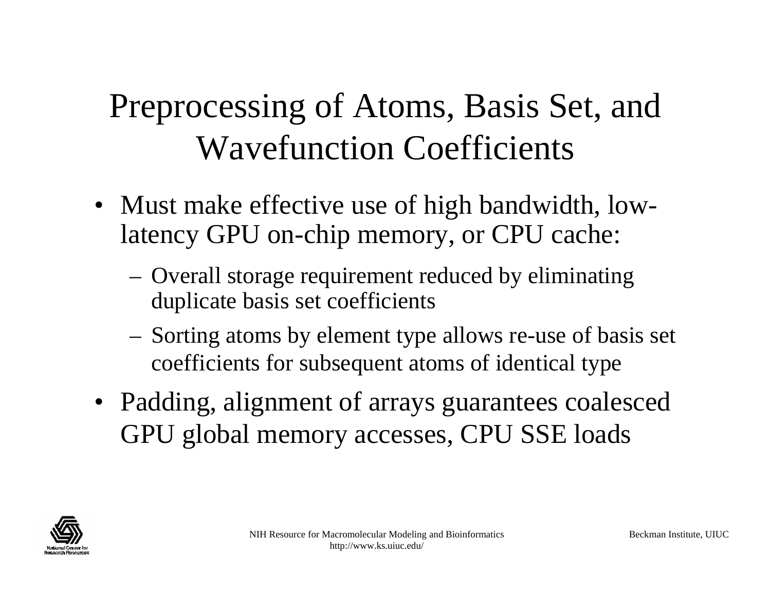# Preprocessing of Atoms, Basis Set, and Wavefunction Coefficients

- Must make effective use of high bandwidth, low-latency GPU on-chip memory, or CPU cache:
  - Overall storage requirement reduced by eliminating duplicate basis set coefficients
  - Sorting atoms by element type allows re-use of basis set coefficients for subsequent atoms of identical type
- Padding, alignment of arrays guarantees coalesced GPU global memory accesses, CPU SSE loads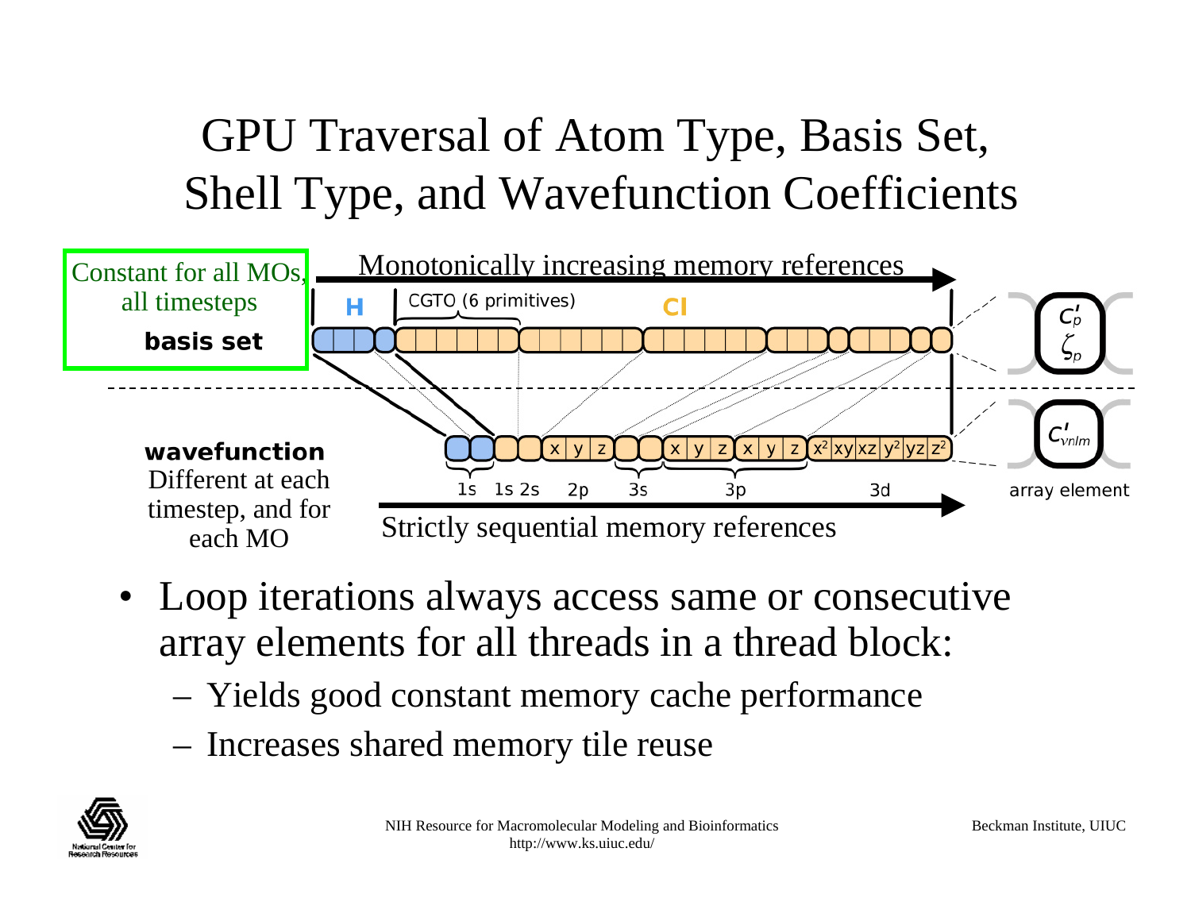# GPU Traversal of Atom Type, Basis Set, Shell Type, and Wavefunction Coefficients

Constant for all MOs, all timesteps

**basis set**

Monotonically increasing memory references

H

CGTO (6 primitives)

Cl

$c'_p$

$\zeta_p$

**wavefunction**

Different at each timestep, and for each MO

x y z x y z x y z $x^2$ xy xz $y^2$ yz $z^2$

1s 1s 2s 2p 3s 3p 3d

$c'_{\nu nlm}$

array element

Strictly sequential memory references

- Loop iterations always access same or consecutive array elements for all threads in a thread block:
  - Yields good constant memory cache performance
  - Increases shared memory tile reuse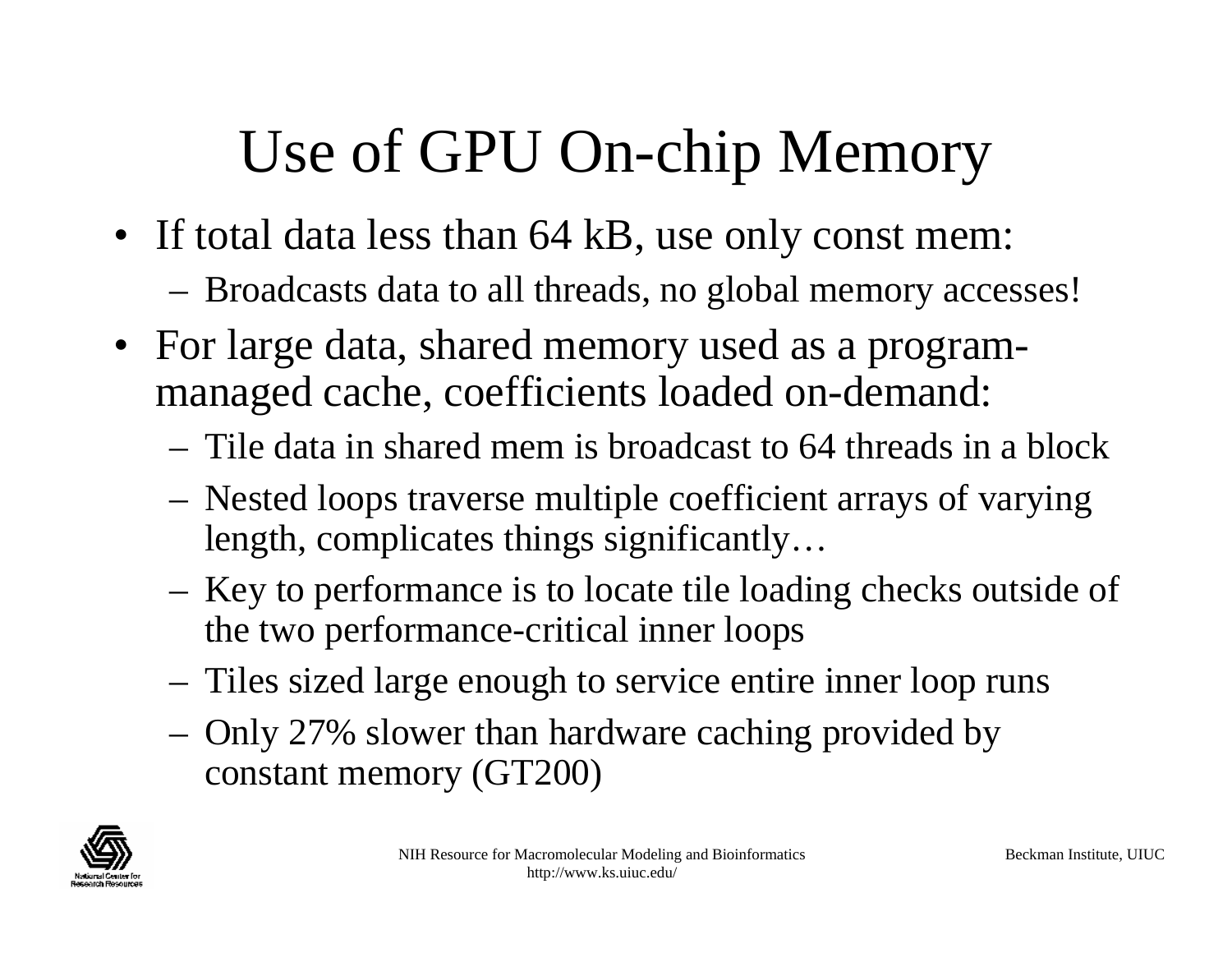# Use of GPU On-chip Memory

- If total data less than 64 kB, use only const mem:
  - Broadcasts data to all threads, no global memory accesses!
- For large data, shared memory used as a program-managed cache, coefficients loaded on-demand:
  - Tile data in shared mem is broadcast to 64 threads in a block
  - Nested loops traverse multiple coefficient arrays of varying length, complicates things significantly…
  - Key to performance is to locate tile loading checks outside of the two performance-critical inner loops
  - Tiles sized large enough to service entire inner loop runs
  - Only 27% slower than hardware caching provided by constant memory (GT200)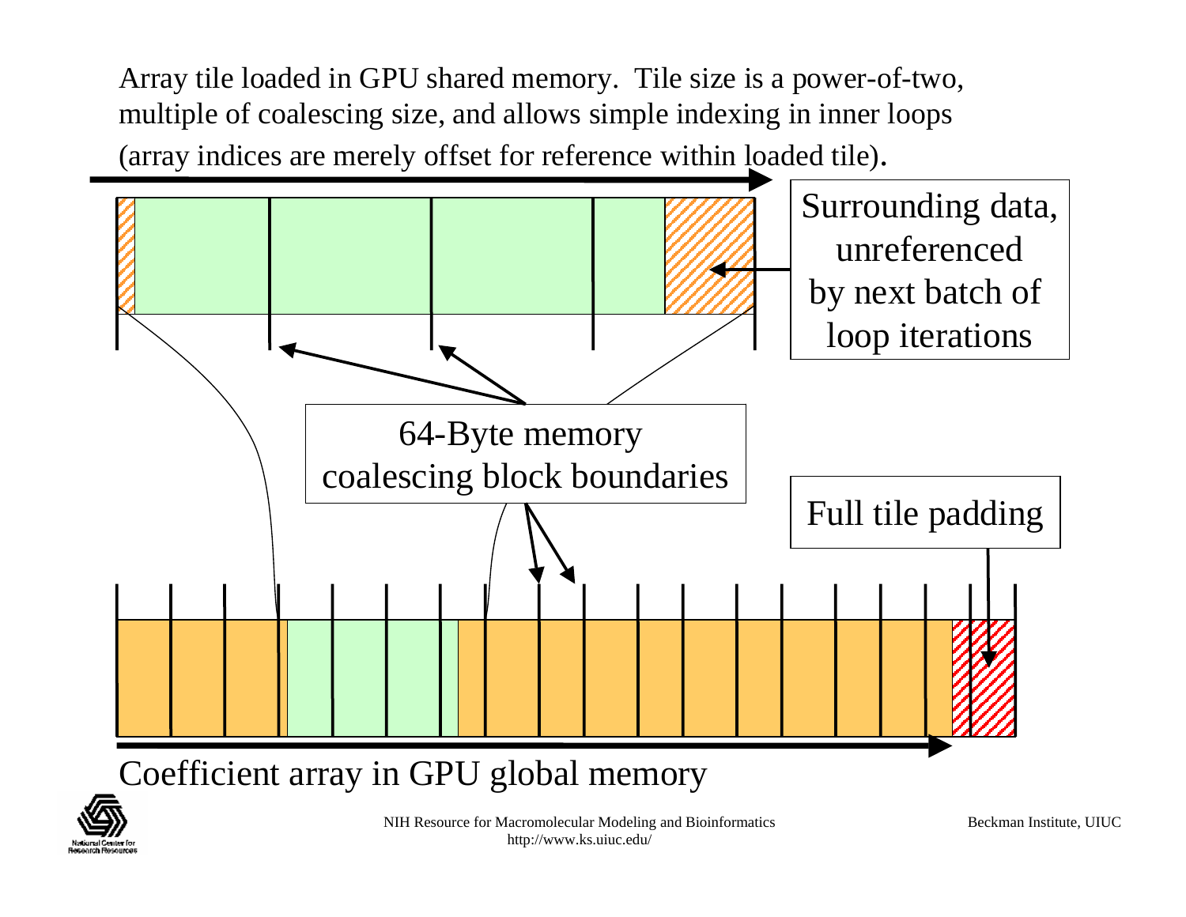Array tile loaded in GPU shared memory. Tile size is a power-of-two, multiple of coalescing size, and allows simple indexing in inner loops (array indices are merely offset for reference within loaded tile).

Surrounding data, unreferenced by next batch of loop iterations

64-Byte memory coalescing block boundaries

Full tile padding

Coefficient array in GPU global memory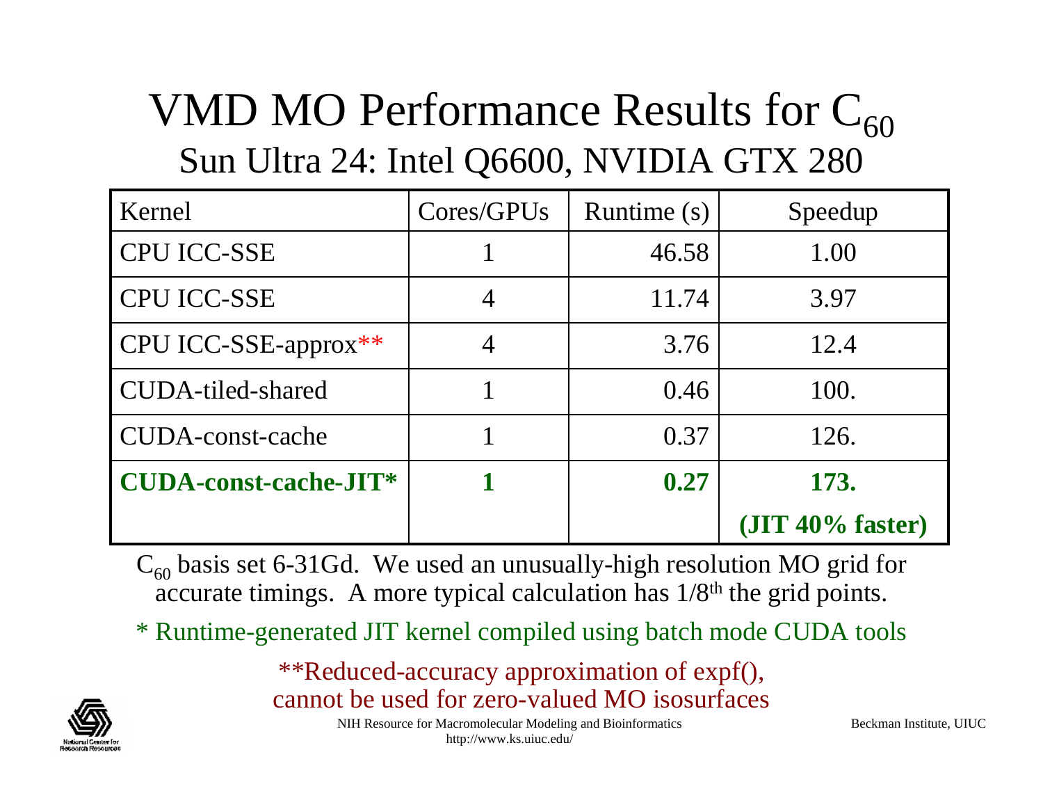# VMD MO Performance Results for $C_{60}$

## Sun Ultra 24: Intel Q6600, NVIDIA GTX 280

| Kernel | Cores/GPUs | Runtime (s) | Speedup |
|---|---|---|---|
| CPU ICC-SSE | 1 | 46.58 | 1.00 |
| CPU ICC-SSE | 4 | 11.74 | 3.97 |
| CPU ICC-SSE-approx** | 4 | 3.76 | 12.4 |
| CUDA-tiled-shared | 1 | 0.46 | 100. |
| CUDA-const-cache | 1 | 0.37 | 126. |
| **CUDA-const-cache-JIT*** | **1** | **0.27** | **173. (JIT 40% faster)** |

$C_{60}$ basis set 6-31Gd. We used an unusually-high resolution MO grid for accurate timings. A more typical calculation has 1/8$^{th}$ the grid points.

* Runtime-generated JIT kernel compiled using batch mode CUDA tools

**Reduced-accuracy approximation of expf(), cannot be used for zero-valued MO isosurfaces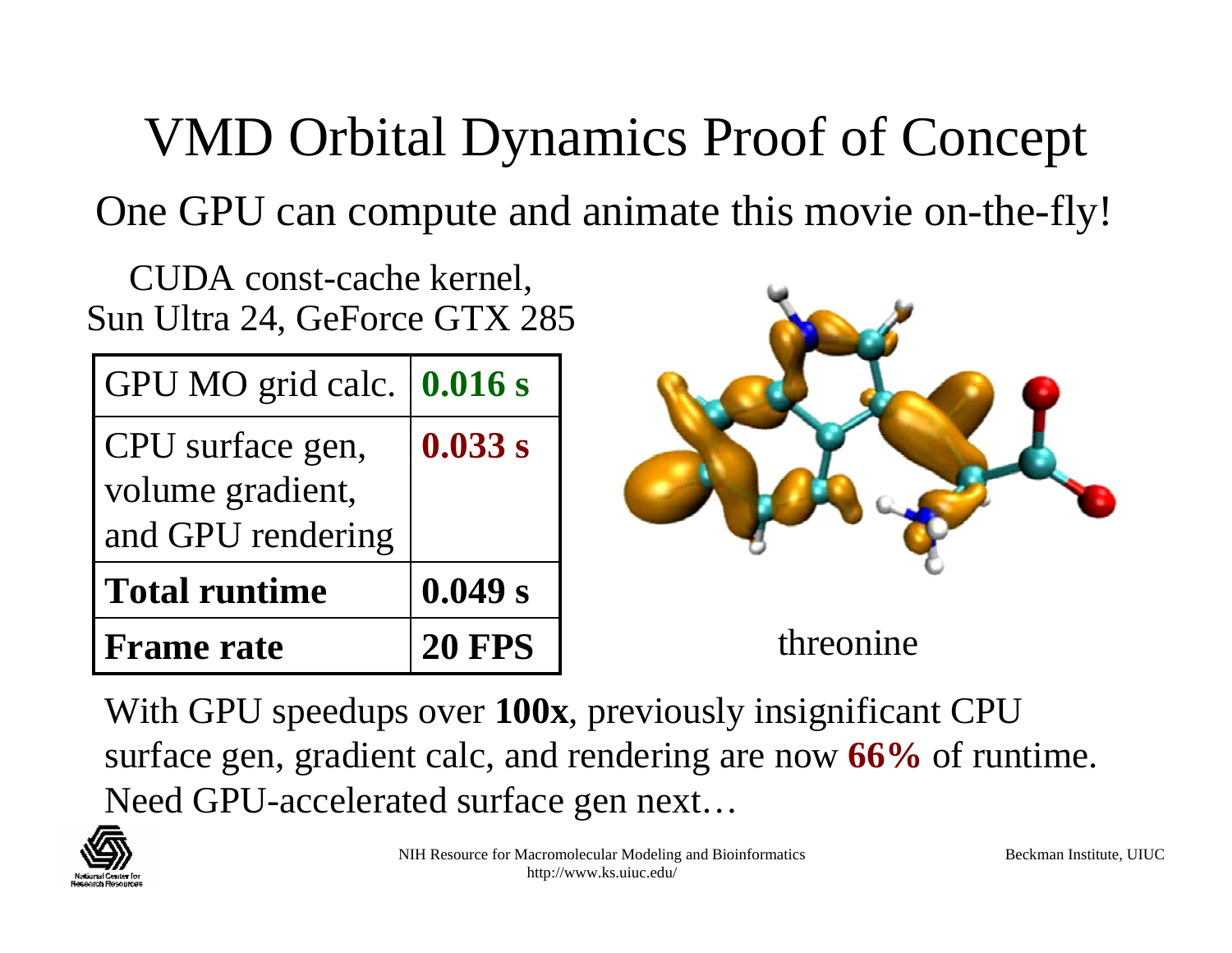# VMD Orbital Dynamics Proof of Concept

One GPU can compute and animate this movie on-the-fly!

CUDA const-cache kernel,
Sun Ultra 24, GeForce GTX 285

| GPU MO grid calc. | **0.016 s** |
|---|---|
| CPU surface gen, volume gradient, and GPU rendering | **0.033 s** |
| **Total runtime** | **0.049 s** |
| **Frame rate** | **20 FPS** |

threonine

With GPU speedups over **100x**, previously insignificant CPU surface gen, gradient calc, and rendering are now **66%** of runtime. Need GPU-accelerated surface gen next…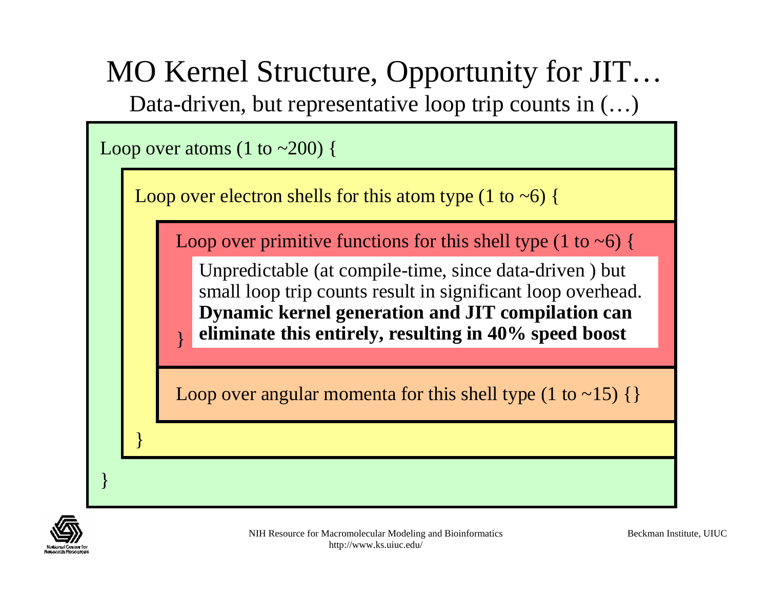# MO Kernel Structure, Opportunity for JIT…

Data-driven, but representative loop trip counts in (…)

```
Loop over atoms (1 to ~200) {
    Loop over electron shells for this atom type (1 to ~6) {
        Loop over primitive functions for this shell type (1 to ~6) {
        }
        Loop over angular momenta for this shell type (1 to ~15) {}
    }
}
```

Unpredictable (at compile-time, since data-driven ) but small loop trip counts result in significant loop overhead. **Dynamic kernel generation and JIT compilation can eliminate this entirely, resulting in 40% speed boost**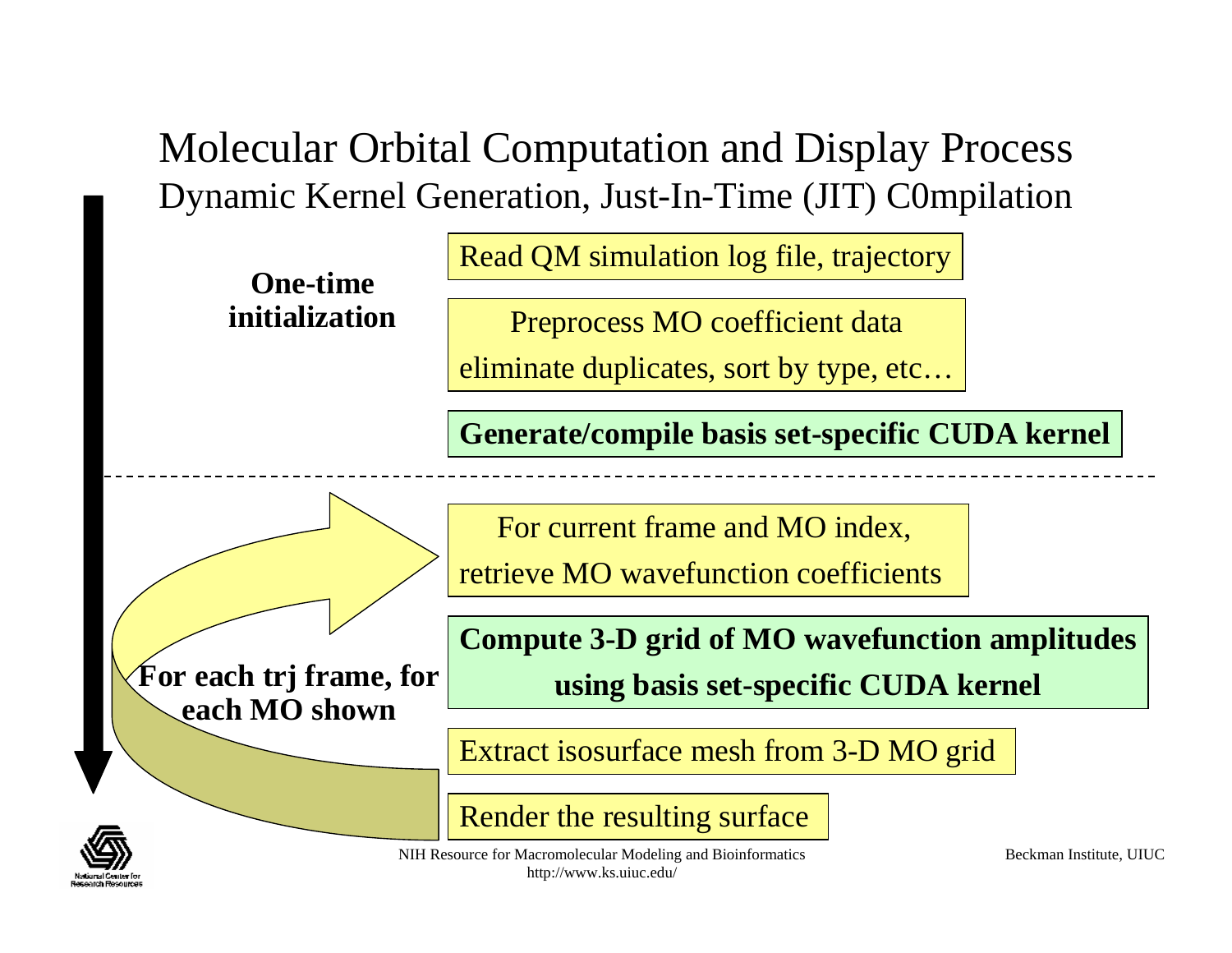# Molecular Orbital Computation and Display Process

## Dynamic Kernel Generation, Just-In-Time (JIT) C0mpilation

**One-time initialization**

- Read QM simulation log file, trajectory
- Preprocess MO coefficient data
  eliminate duplicates, sort by type, etc…
- **Generate/compile basis set-specific CUDA kernel**

---

**For each trj frame, for each MO shown**

- For current frame and MO index,
  retrieve MO wavefunction coefficients
- **Compute 3-D grid of MO wavefunction amplitudes using basis set-specific CUDA kernel**
- Extract isosurface mesh from 3-D MO grid
- Render the resulting surface

NIH Resource for Macromolecular Modeling and Bioinformatics
http://www.ks.uiuc.edu/

Beckman Institute, UIUC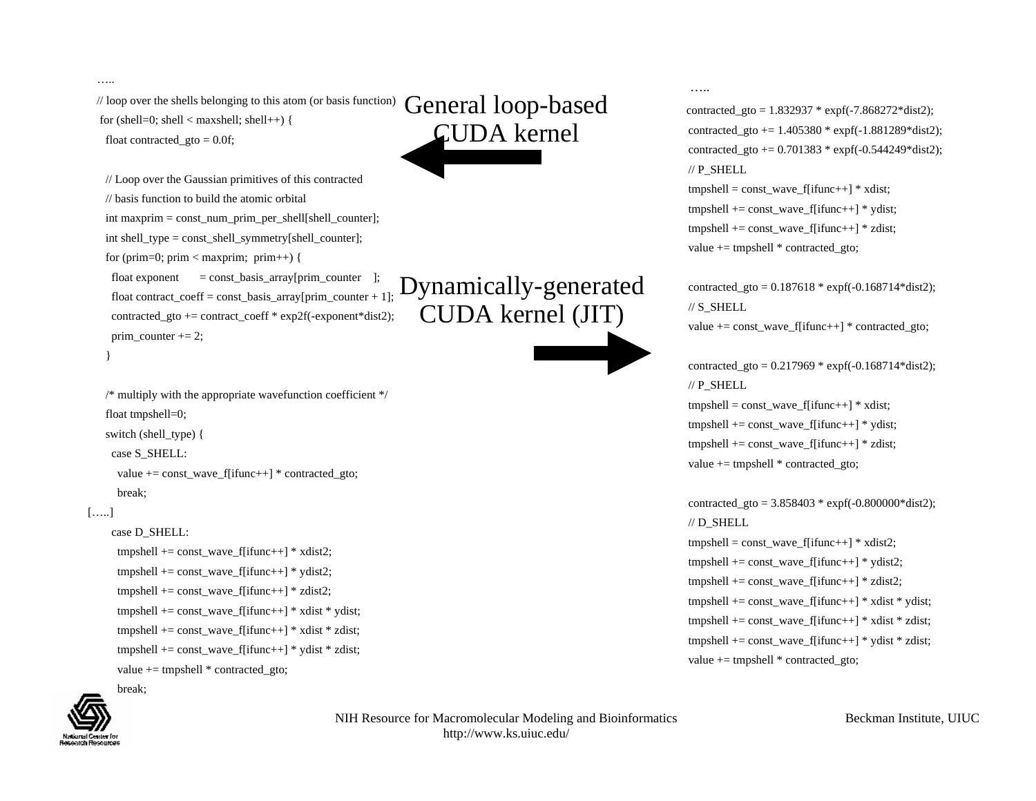# General loop-based CUDA kernel

```
…..
// loop over the shells belonging to this atom (or basis function)
 for (shell=0; shell < maxshell; shell++) {
   float contracted_gto = 0.0f;

   // Loop over the Gaussian primitives of this contracted
   // basis function to build the atomic orbital
   int maxprim = const_num_prim_per_shell[shell_counter];
   int shell_type = const_shell_symmetry[shell_counter];
   for (prim=0; prim < maxprim;  prim++) {
     float exponent       = const_basis_array[prim_counter    ];
     float contract_coeff = const_basis_array[prim_counter + 1];
     contracted_gto += contract_coeff * exp2f(-exponent*dist2);
     prim_counter += 2;
   }

   /* multiply with the appropriate wavefunction coefficient */
   float tmpshell=0;
   switch (shell_type) {
     case S_SHELL:
       value += const_wave_f[ifunc++] * contracted_gto;
       break;
[…..]
     case D_SHELL:
       tmpshell += const_wave_f[ifunc++] * xdist2;
       tmpshell += const_wave_f[ifunc++] * ydist2;
       tmpshell += const_wave_f[ifunc++] * zdist2;
       tmpshell += const_wave_f[ifunc++] * xdist * ydist;
       tmpshell += const_wave_f[ifunc++] * xdist * zdist;
       tmpshell += const_wave_f[ifunc++] * ydist * zdist;
       value += tmpshell * contracted_gto;
       break;
```

# Dynamically-generated CUDA kernel (JIT)

```
…..
contracted_gto = 1.832937 * expf(-7.868272*dist2);
contracted_gto += 1.405380 * expf(-1.881289*dist2);
contracted_gto += 0.701383 * expf(-0.544249*dist2);
// P_SHELL
tmpshell = const_wave_f[ifunc++] * xdist;
tmpshell += const_wave_f[ifunc++] * ydist;
tmpshell += const_wave_f[ifunc++] * zdist;
value += tmpshell * contracted_gto;

contracted_gto = 0.187618 * expf(-0.168714*dist2);
// S_SHELL
value += const_wave_f[ifunc++] * contracted_gto;

contracted_gto = 0.217969 * expf(-0.168714*dist2);
// P_SHELL
tmpshell = const_wave_f[ifunc++] * xdist;
tmpshell += const_wave_f[ifunc++] * ydist;
tmpshell += const_wave_f[ifunc++] * zdist;
value += tmpshell * contracted_gto;

contracted_gto = 3.858403 * expf(-0.800000*dist2);
// D_SHELL
tmpshell = const_wave_f[ifunc++] * xdist2;
tmpshell += const_wave_f[ifunc++] * ydist2;
tmpshell += const_wave_f[ifunc++] * zdist2;
tmpshell += const_wave_f[ifunc++] * xdist * ydist;
tmpshell += const_wave_f[ifunc++] * xdist * zdist;
tmpshell += const_wave_f[ifunc++] * ydist * zdist;
value += tmpshell * contracted_gto;
```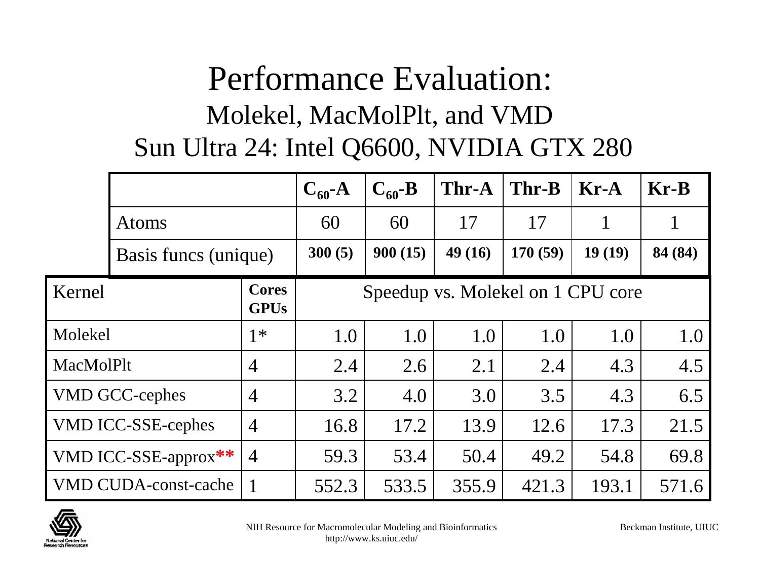# Performance Evaluation:

## Molekel, MacMolPlt, and VMD

## Sun Ultra 24: Intel Q6600, NVIDIA GTX 280

| | | $C_{60}$-A | $C_{60}$-B | Thr-A | Thr-B | Kr-A | Kr-B |
|---|---|---|---|---|---|---|---|
| Atoms | | 60 | 60 | 17 | 17 | 1 | 1 |
| Basis funcs (unique) | | **300 (5)** | **900 (15)** | **49 (16)** | **170 (59)** | **19 (19)** | **84 (84)** |
| Kernel | **Cores GPUs** | Speedup vs. Molekel on 1 CPU core | | | | | |
| Molekel | 1* | 1.0 | 1.0 | 1.0 | 1.0 | 1.0 | 1.0 |
| MacMolPlt | 4 | 2.4 | 2.6 | 2.1 | 2.4 | 4.3 | 4.5 |
| VMD GCC-cephes | 4 | 3.2 | 4.0 | 3.0 | 3.5 | 4.3 | 6.5 |
| VMD ICC-SSE-cephes | 4 | 16.8 | 17.2 | 13.9 | 12.6 | 17.3 | 21.5 |
| VMD ICC-SSE-approx** | 4 | 59.3 | 53.4 | 50.4 | 49.2 | 54.8 | 69.8 |
| VMD CUDA-const-cache | 1 | 552.3 | 533.5 | 355.9 | 421.3 | 193.1 | 571.6 |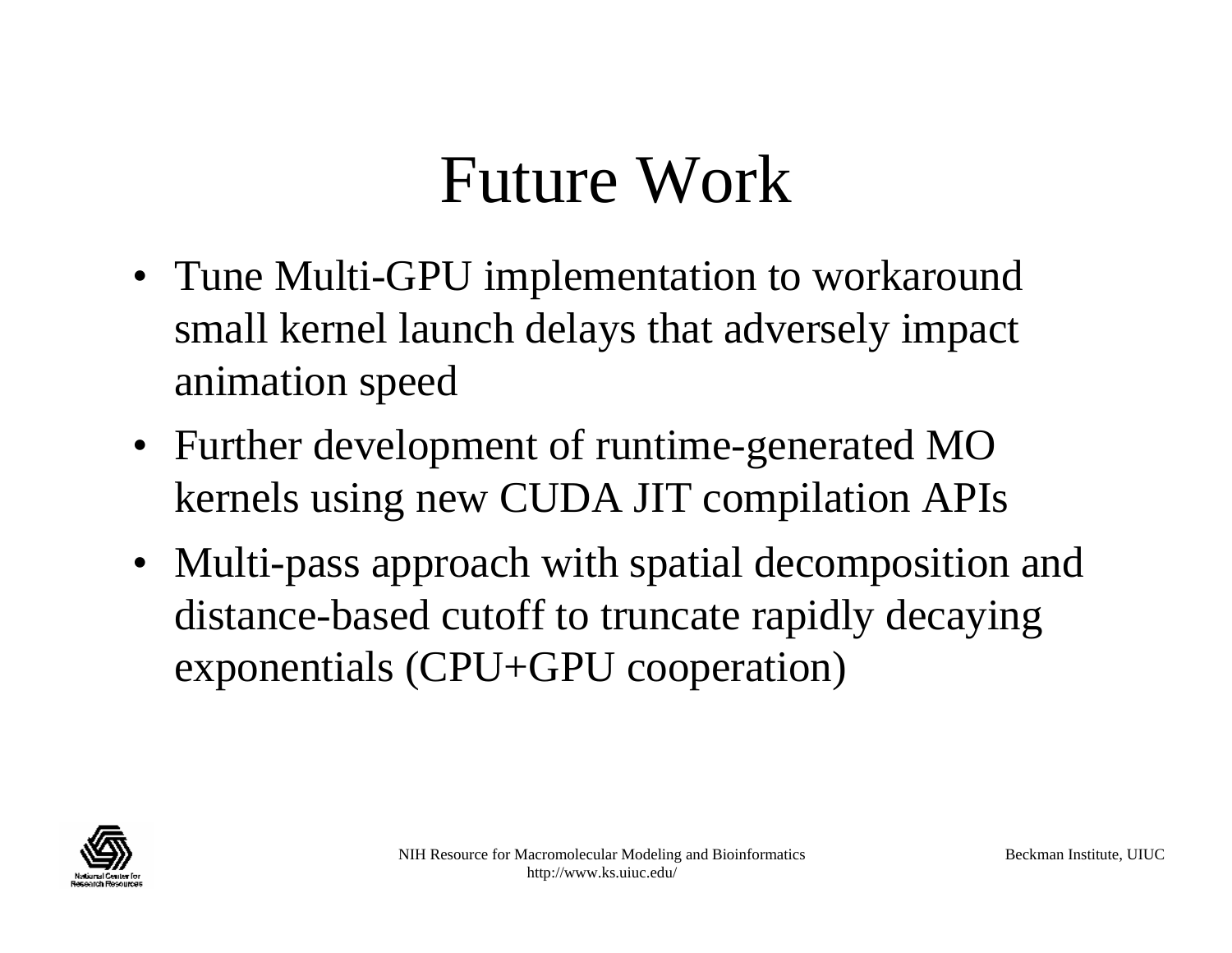# Future Work

- Tune Multi-GPU implementation to workaround small kernel launch delays that adversely impact animation speed
- Further development of runtime-generated MO kernels using new CUDA JIT compilation APIs
- Multi-pass approach with spatial decomposition and distance-based cutoff to truncate rapidly decaying exponentials (CPU+GPU cooperation)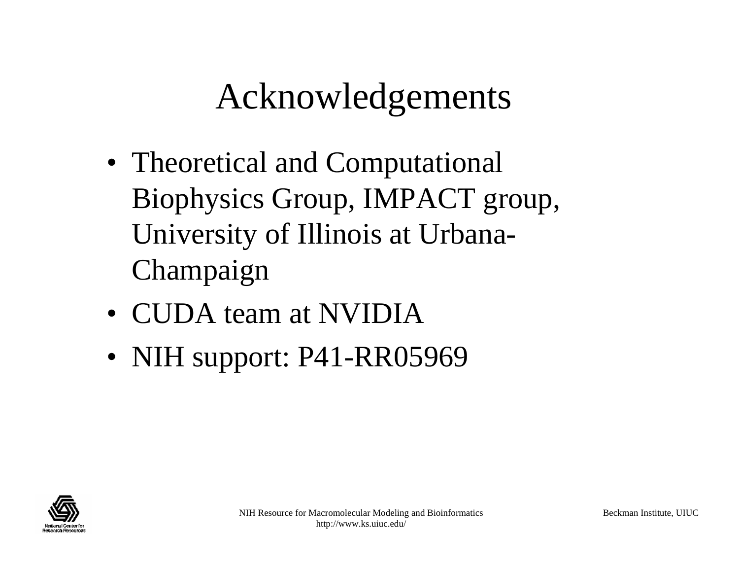# Acknowledgements

- Theoretical and Computational Biophysics Group, IMPACT group, University of Illinois at Urbana-Champaign
- CUDA team at NVIDIA
- NIH support: P41-RR05969